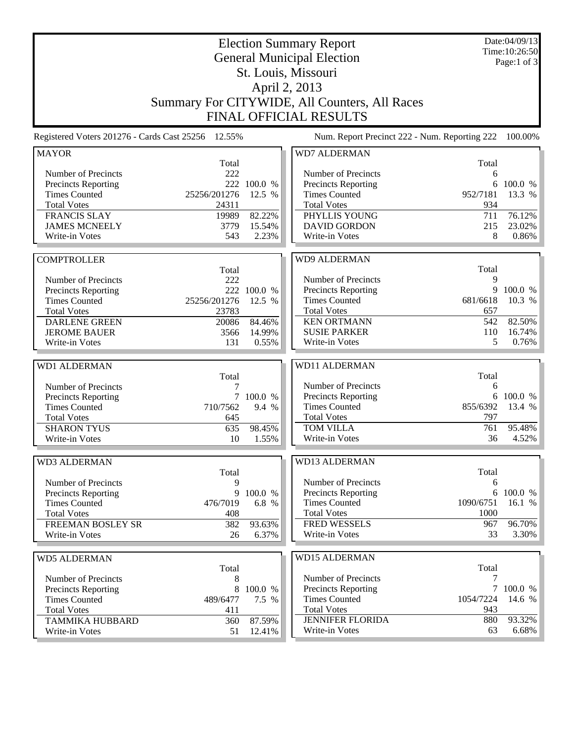# Election Summary Report

## General Municipal Election

## St. Louis, Missouri

## April 2, 2013

## Summary For CITYWIDE, All Counters, All Races

## FINAL OFFICIAL RESULTS

Date:04/09/13
Time:10:26:50

Registered Voters 201276 - Cards Cast 25256 12.55%

Num. Report Precinct 222 - Num. Reporting 222 100.00%

### MAYOR

| | Total | |
|---|---|---|
| Number of Precincts | 222 | |
| Precincts Reporting | 222 | 100.0 % |
| Times Counted | 25256/201276 | 12.5 % |
| Total Votes | 24311 | |
| FRANCIS SLAY | 19989 | 82.22% |
| JAMES MCNEELY | 3779 | 15.54% |
| Write-in Votes | 543 | 2.23% |

### COMPTROLLER

| | Total | |
|---|---|---|
| Number of Precincts | 222 | |
| Precincts Reporting | 222 | 100.0 % |
| Times Counted | 25256/201276 | 12.5 % |
| Total Votes | 23783 | |
| DARLENE GREEN | 20086 | 84.46% |
| JEROME BAUER | 3566 | 14.99% |
| Write-in Votes | 131 | 0.55% |

### WD1 ALDERMAN

| | Total | |
|---|---|---|
| Number of Precincts | 7 | |
| Precincts Reporting | 7 | 100.0 % |
| Times Counted | 710/7562 | 9.4 % |
| Total Votes | 645 | |
| SHARON TYUS | 635 | 98.45% |
| Write-in Votes | 10 | 1.55% |

### WD3 ALDERMAN

| | Total | |
|---|---|---|
| Number of Precincts | 9 | |
| Precincts Reporting | 9 | 100.0 % |
| Times Counted | 476/7019 | 6.8 % |
| Total Votes | 408 | |
| FREEMAN BOSLEY SR | 382 | 93.63% |
| Write-in Votes | 26 | 6.37% |

### WD5 ALDERMAN

| | Total | |
|---|---|---|
| Number of Precincts | 8 | |
| Precincts Reporting | 8 | 100.0 % |
| Times Counted | 489/6477 | 7.5 % |
| Total Votes | 411 | |
| TAMMIKA HUBBARD | 360 | 87.59% |
| Write-in Votes | 51 | 12.41% |

### WD7 ALDERMAN

| | Total | |
|---|---|---|
| Number of Precincts | 6 | |
| Precincts Reporting | 6 | 100.0 % |
| Times Counted | 952/7181 | 13.3 % |
| Total Votes | 934 | |
| PHYLLIS YOUNG | 711 | 76.12% |
| DAVID GORDON | 215 | 23.02% |
| Write-in Votes | 8 | 0.86% |

### WD9 ALDERMAN

| | Total | |
|---|---|---|
| Number of Precincts | 9 | |
| Precincts Reporting | 9 | 100.0 % |
| Times Counted | 681/6618 | 10.3 % |
| Total Votes | 657 | |
| KEN ORTMANN | 542 | 82.50% |
| SUSIE PARKER | 110 | 16.74% |
| Write-in Votes | 5 | 0.76% |

### WD11 ALDERMAN

| | Total | |
|---|---|---|
| Number of Precincts | 6 | |
| Precincts Reporting | 6 | 100.0 % |
| Times Counted | 855/6392 | 13.4 % |
| Total Votes | 797 | |
| TOM VILLA | 761 | 95.48% |
| Write-in Votes | 36 | 4.52% |

### WD13 ALDERMAN

| | Total | |
|---|---|---|
| Number of Precincts | 6 | |
| Precincts Reporting | 6 | 100.0 % |
| Times Counted | 1090/6751 | 16.1 % |
| Total Votes | 1000 | |
| FRED WESSELS | 967 | 96.70% |
| Write-in Votes | 33 | 3.30% |

### WD15 ALDERMAN

| | Total | |
|---|---|---|
| Number of Precincts | 7 | |
| Precincts Reporting | 7 | 100.0 % |
| Times Counted | 1054/7224 | 14.6 % |
| Total Votes | 943 | |
| JENNIFER FLORIDA | 880 | 93.32% |
| Write-in Votes | 63 | 6.68% |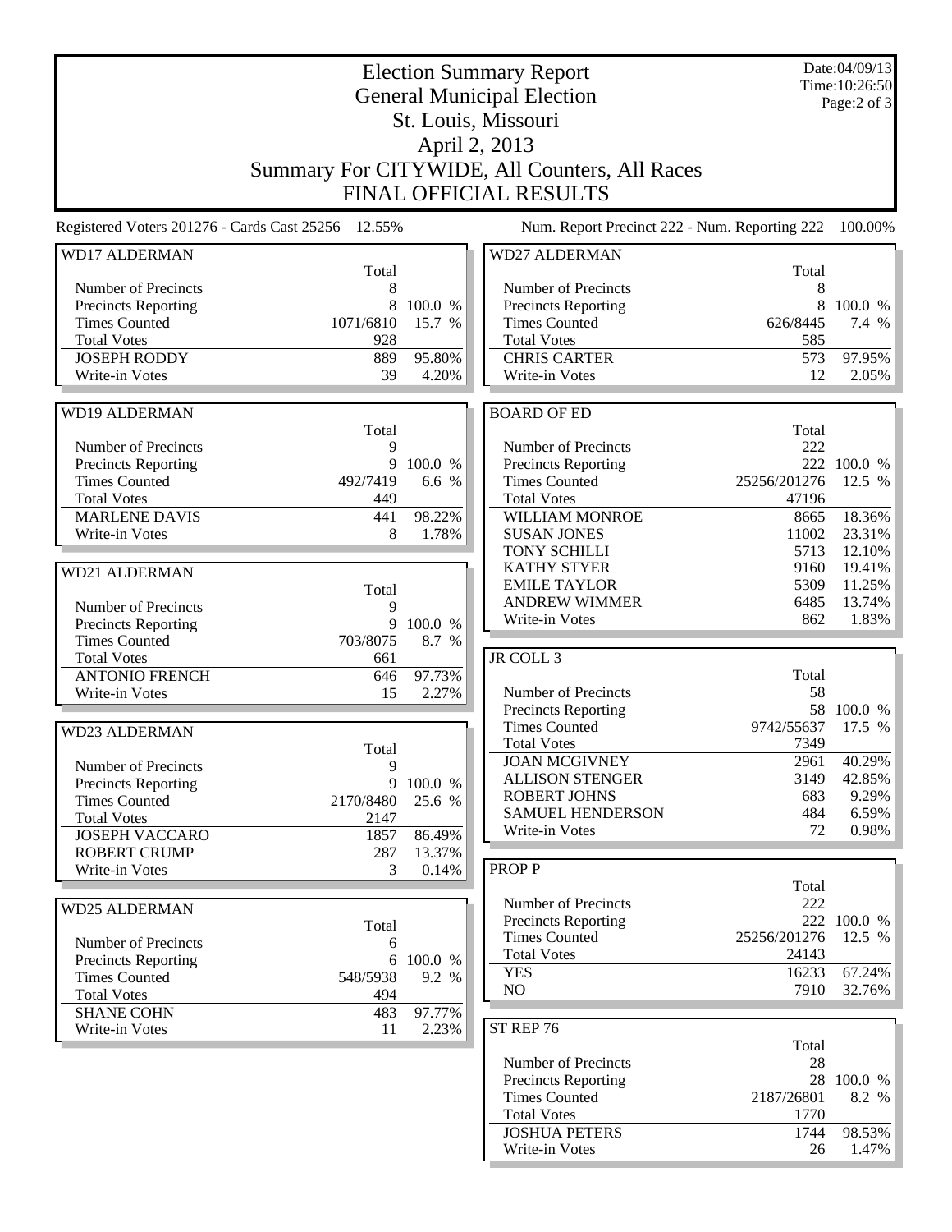# Election Summary Report
## General Municipal Election
## St. Louis, Missouri
## April 2, 2013
## Summary For CITYWIDE, All Counters, All Races
## FINAL OFFICIAL RESULTS

Date:04/09/13
Time:10:26:50

Registered Voters 201276 - Cards Cast 25256 12.55%

Num. Report Precinct 222 - Num. Reporting 222 100.00%

### WD17 ALDERMAN

| | Total | |
|---|---|---|
| Number of Precincts | 8 | |
| Precincts Reporting | 8 | 100.0 % |
| Times Counted | 1071/6810 | 15.7 % |
| Total Votes | 928 | |
| JOSEPH RODDY | 889 | 95.80% |
| Write-in Votes | 39 | 4.20% |

### WD19 ALDERMAN

| | Total | |
|---|---|---|
| Number of Precincts | 9 | |
| Precincts Reporting | 9 | 100.0 % |
| Times Counted | 492/7419 | 6.6 % |
| Total Votes | 449 | |
| MARLENE DAVIS | 441 | 98.22% |
| Write-in Votes | 8 | 1.78% |

### WD21 ALDERMAN

| | Total | |
|---|---|---|
| Number of Precincts | 9 | |
| Precincts Reporting | 9 | 100.0 % |
| Times Counted | 703/8075 | 8.7 % |
| Total Votes | 661 | |
| ANTONIO FRENCH | 646 | 97.73% |
| Write-in Votes | 15 | 2.27% |

### WD23 ALDERMAN

| | Total | |
|---|---|---|
| Number of Precincts | 9 | |
| Precincts Reporting | 9 | 100.0 % |
| Times Counted | 2170/8480 | 25.6 % |
| Total Votes | 2147 | |
| JOSEPH VACCARO | 1857 | 86.49% |
| ROBERT CRUMP | 287 | 13.37% |
| Write-in Votes | 3 | 0.14% |

### WD25 ALDERMAN

| | Total | |
|---|---|---|
| Number of Precincts | 6 | |
| Precincts Reporting | 6 | 100.0 % |
| Times Counted | 548/5938 | 9.2 % |
| Total Votes | 494 | |
| SHANE COHN | 483 | 97.77% |
| Write-in Votes | 11 | 2.23% |

### WD27 ALDERMAN

| | Total | |
|---|---|---|
| Number of Precincts | 8 | |
| Precincts Reporting | 8 | 100.0 % |
| Times Counted | 626/8445 | 7.4 % |
| Total Votes | 585 | |
| CHRIS CARTER | 573 | 97.95% |
| Write-in Votes | 12 | 2.05% |

### BOARD OF ED

| | Total | |
|---|---|---|
| Number of Precincts | 222 | |
| Precincts Reporting | 222 | 100.0 % |
| Times Counted | 25256/201276 | 12.5 % |
| Total Votes | 47196 | |
| WILLIAM MONROE | 8665 | 18.36% |
| SUSAN JONES | 11002 | 23.31% |
| TONY SCHILLI | 5713 | 12.10% |
| KATHY STYER | 9160 | 19.41% |
| EMILE TAYLOR | 5309 | 11.25% |
| ANDREW WIMMER | 6485 | 13.74% |
| Write-in Votes | 862 | 1.83% |

### JR COLL 3

| | Total | |
|---|---|---|
| Number of Precincts | 58 | |
| Precincts Reporting | 58 | 100.0 % |
| Times Counted | 9742/55637 | 17.5 % |
| Total Votes | 7349 | |
| JOAN MCGIVNEY | 2961 | 40.29% |
| ALLISON STENGER | 3149 | 42.85% |
| ROBERT JOHNS | 683 | 9.29% |
| SAMUEL HENDERSON | 484 | 6.59% |
| Write-in Votes | 72 | 0.98% |

### PROP P

| | Total | |
|---|---|---|
| Number of Precincts | 222 | |
| Precincts Reporting | 222 | 100.0 % |
| Times Counted | 25256/201276 | 12.5 % |
| Total Votes | 24143 | |
| YES | 16233 | 67.24% |
| NO | 7910 | 32.76% |

### ST REP 76

| | Total | |
|---|---|---|
| Number of Precincts | 28 | |
| Precincts Reporting | 28 | 100.0 % |
| Times Counted | 2187/26801 | 8.2 % |
| Total Votes | 1770 | |
| JOSHUA PETERS | 1744 | 98.53% |
| Write-in Votes | 26 | 1.47% |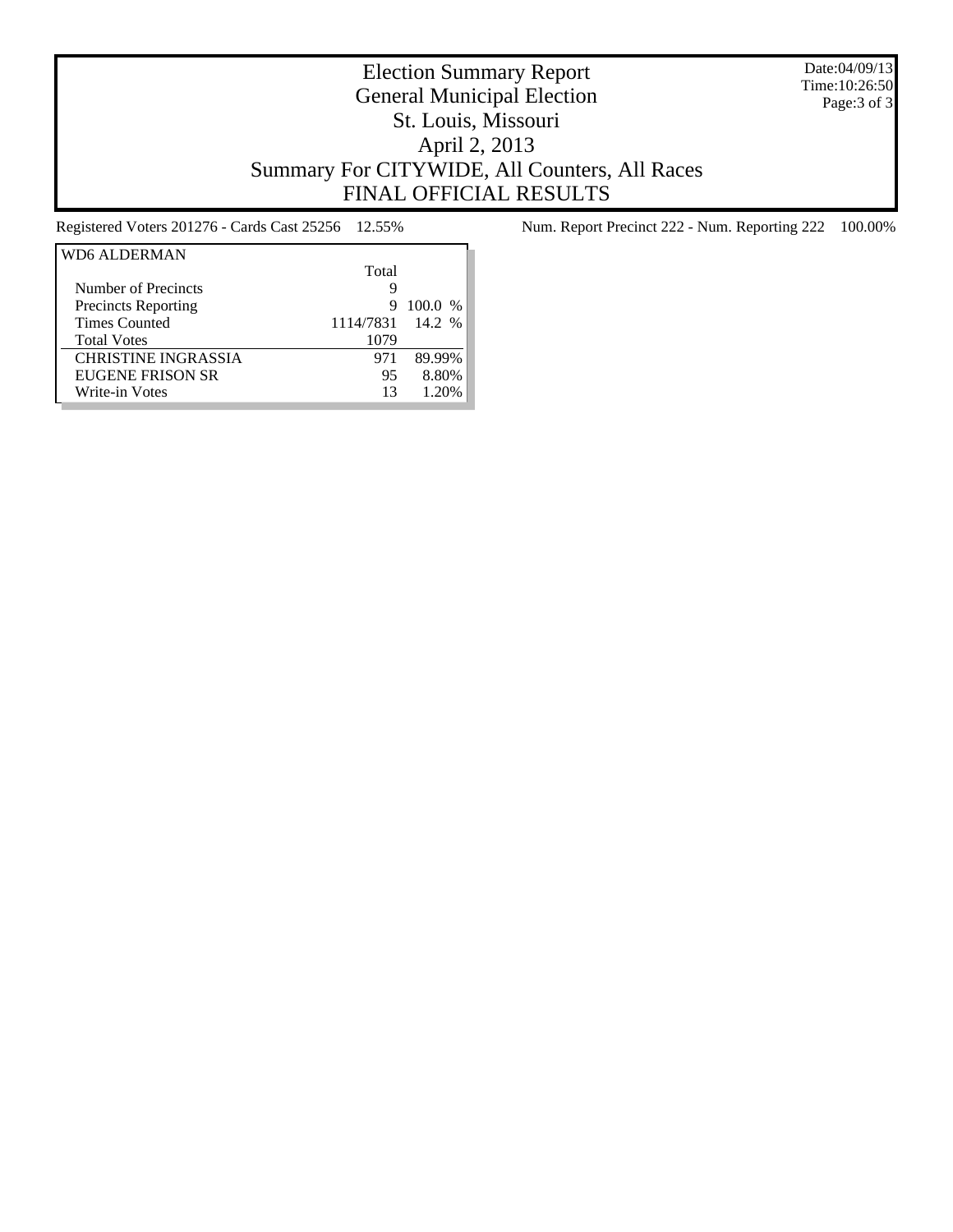# Election Summary Report
## General Municipal Election
## St. Louis, Missouri
## April 2, 2013
## Summary For CITYWIDE, All Counters, All Races
## FINAL OFFICIAL RESULTS

Date:04/09/13
Time:10:26:50

Registered Voters 201276 - Cards Cast 25256 12.55%

Num. Report Precinct 222 - Num. Reporting 222 100.00%

| WD6 ALDERMAN | Total | |
|---|---|---|
| Number of Precincts | 9 | |
| Precincts Reporting | 9 | 100.0 % |
| Times Counted | 1114/7831 | 14.2 % |
| Total Votes | 1079 | |
| CHRISTINE INGRASSIA | 971 | 89.99% |
| EUGENE FRISON SR | 95 | 8.80% |
| Write-in Votes | 13 | 1.20% |